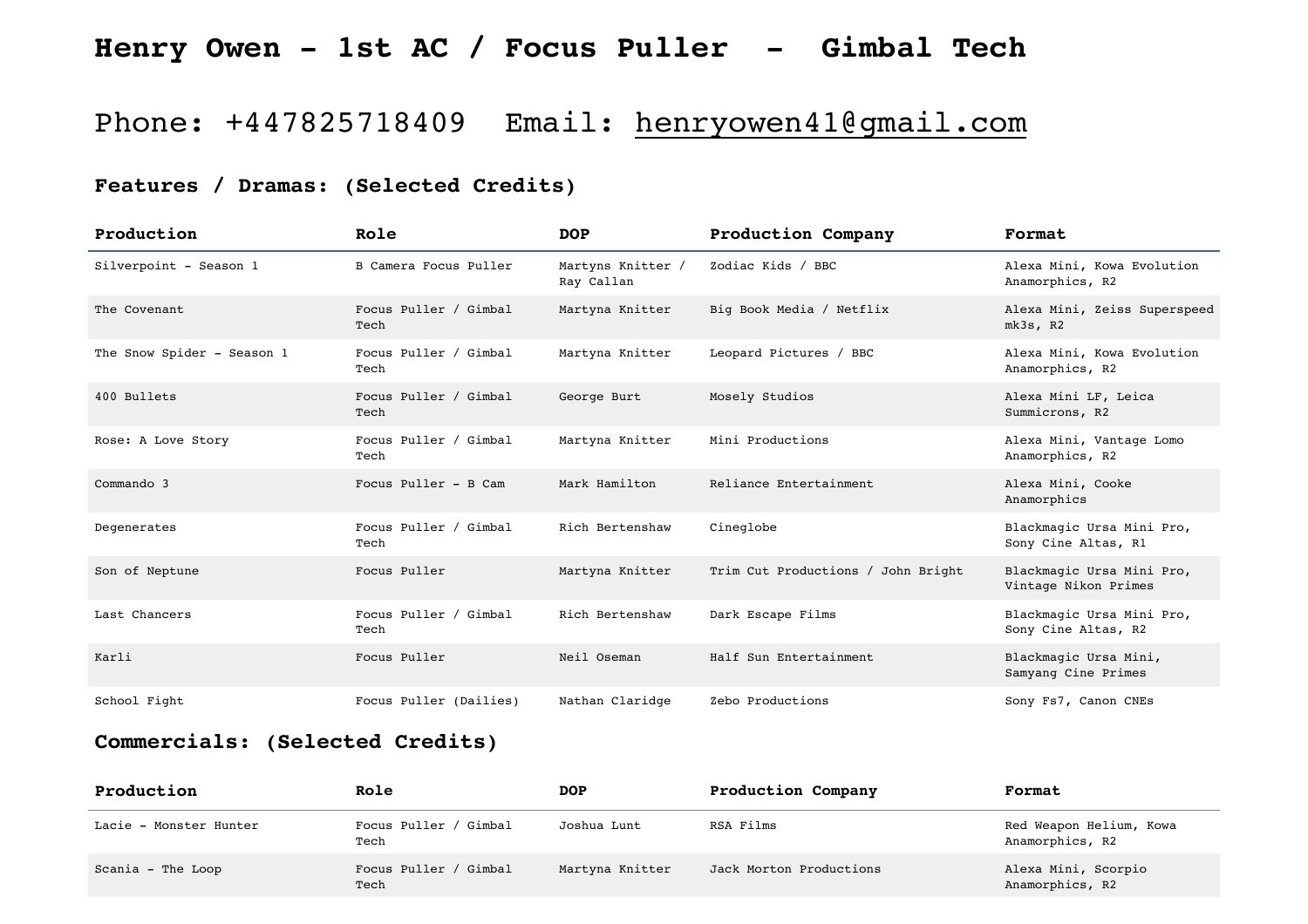# Henry Owen - 1st AC / Focus Puller - Gimbal Tech

## Phone: +447825718409 Email: henryowen41@gmail.com

### Features / Dramas: (Selected Credits)

| Production | Role | DOP | Production Company | Format |
|---|---|---|---|---|
| Silverpoint - Season 1 | B Camera Focus Puller | Martyns Knitter / Ray Callan | Zodiac Kids / BBC | Alexa Mini, Kowa Evolution Anamorphics, R2 |
| The Covenant | Focus Puller / Gimbal Tech | Martyna Knitter | Big Book Media / Netflix | Alexa Mini, Zeiss Superspeed mk3s, R2 |
| The Snow Spider - Season 1 | Focus Puller / Gimbal Tech | Martyna Knitter | Leopard Pictures / BBC | Alexa Mini, Kowa Evolution Anamorphics, R2 |
| 400 Bullets | Focus Puller / Gimbal Tech | George Burt | Mosely Studios | Alexa Mini LF, Leica Summicrons, R2 |
| Rose: A Love Story | Focus Puller / Gimbal Tech | Martyns Knitter | Mini Productions | Alexa Mini, Vantage Lomo Anamorphics, R2 |
| Commando 3 | Focus Puller - B Cam | Mark Hamilton | Reliance Entertainment | Alexa Mini, Cooke Anamorphics |
| Degenerates | Focus Puller / Gimbal Tech | Rich Bertenshaw | Cineglobe | Blackmagic Ursa Mini Pro, Sony Cine Altas, R1 |
| Son of Neptune | Focus Puller | Martyna Knitter | Trim Cut Productions / John Bright | Blackmagic Ursa Mini Pro, Vintage Nikon Primes |
| Last Chancers | Focus Puller / Gimbal Tech | Rich Bertenshaw | Dark Escape Films | Blackmagic Ursa Mini Pro, Sony Cine Altas, R2 |
| Karli | Focus Puller | Neil Oseman | Half Sun Entertainment | Blackmagic Ursa Mini, Samyang Cine Primes |
| School Fight | Focus Puller (Dailies) | Nathan Claridge | Zebo Productions | Sony Fs7, Canon CNEs |

### Commercials: (Selected Credits)

| Production | Role | DOP | Production Company | Format |
|---|---|---|---|---|
| Lacie - Monster Hunter | Focus Puller / Gimbal Tech | Joshua Lunt | RSA Films | Red Weapon Helium, Kowa Anamorphics, R2 |
| Scania - The Loop | Focus Puller / Gimbal Tech | Martyna Knitter | Jack Morton Productions | Alexa Mini, Scorpio Anamorphics, R2 |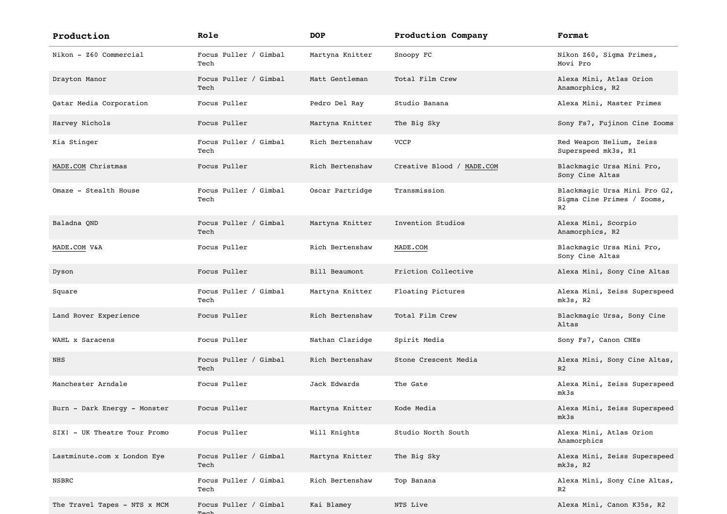| Production | Role | DOP | Production Company | Format |
|---|---|---|---|---|
| Nikon - Z60 Commercial | Focus Puller / Gimbal Tech | Martyna Knitter | Snoopy FC | Nikon Z60, Sigma Primes, Movi Pro |
| Drayton Manor | Focus Puller / Gimbal Tech | Matt Gentleman | Total Film Crew | Alexa Mini, Atlas Orion Anamorphics, R2 |
| Qatar Media Corporation | Focus Puller | Pedro Del Ray | Studio Banana | Alexa Mini, Master Primes |
| Harvey Nichols | Focus Puller | Martyna Knitter | The Big Sky | Sony Fs7, Fujinon Cine Zooms |
| Kia Stinger | Focus Puller / Gimbal Tech | Rich Bertenshaw | VCCP | Red Weapon Helium, Zeiss Superspeed mk3s, R1 |
| MADE.COM Christmas | Focus Puller | Rich Bertenshaw | Creative Blood / MADE.COM | Blackmagic Ursa Mini Pro, Sony Cine Altas |
| Omaze - Stealth House | Focus Puller / Gimbal Tech | Oscar Partridge | Transmission | Blackmagic Ursa Mini Pro G2, Sigma Cine Primes / Zooms, R2 |
| Baladna QND | Focus Puller / Gimbal Tech | Martyna Knitter | Invention Studios | Alexa Mini, Scorpio Anamorphics, R2 |
| MADE.COM V&A | Focus Puller | Rich Bertenshaw | MADE.COM | Blackmagic Ursa Mini Pro, Sony Cine Altas |
| Dyson | Focus Puller | Bill Beaumont | Friction Collective | Alexa Mini, Sony Cine Altas |
| Square | Focus Puller / Gimbal Tech | Martyna Knitter | Floating Pictures | Alexa Mini, Zeiss Superspeed mk3s, R2 |
| Land Rover Experience | Focus Puller | Rich Bertenshaw | Total Film Crew | Blackmagic Ursa, Sony Cine Altas |
| WAHL x Saracens | Focus Puller | Nathan Claridge | Spirit Media | Sony Fs7, Canon CNEs |
| NHS | Focus Puller / Gimbal Tech | Rich Bertenshaw | Stone Crescent Media | Alexa Mini, Sony Cine Altas, R2 |
| Manchester Arndale | Focus Puller | Jack Edwards | The Gate | Alexa Mini, Zeiss Superspeed mk3s |
| Burn - Dark Energy - Monster | Focus Puller | Martyna Knitter | Kode Media | Alexa Mini, Zeiss Superspeed mk3s |
| SIX! - UK Theatre Tour Promo | Focus Puller | Will Knights | Studio North South | Alexa Mini, Atlas Orion Anamorphics |
| Lastminute.com x London Eye | Focus Puller / Gimbal Tech | Martyna Knitter | The Big Sky | Alexa Mini, Zeiss Superspeed mk3s, R2 |
| NSBRC | Focus Puller / Gimbal Tech | Rich Bertenshaw | Top Banana | Alexa Mini, Sony Cine Altas, R2 |
| The Travel Tapes - NTS x MCM | Focus Puller / Gimbal Tech | Kai Blamey | NTS Live | Alexa Mini, Canon K35s, R2 |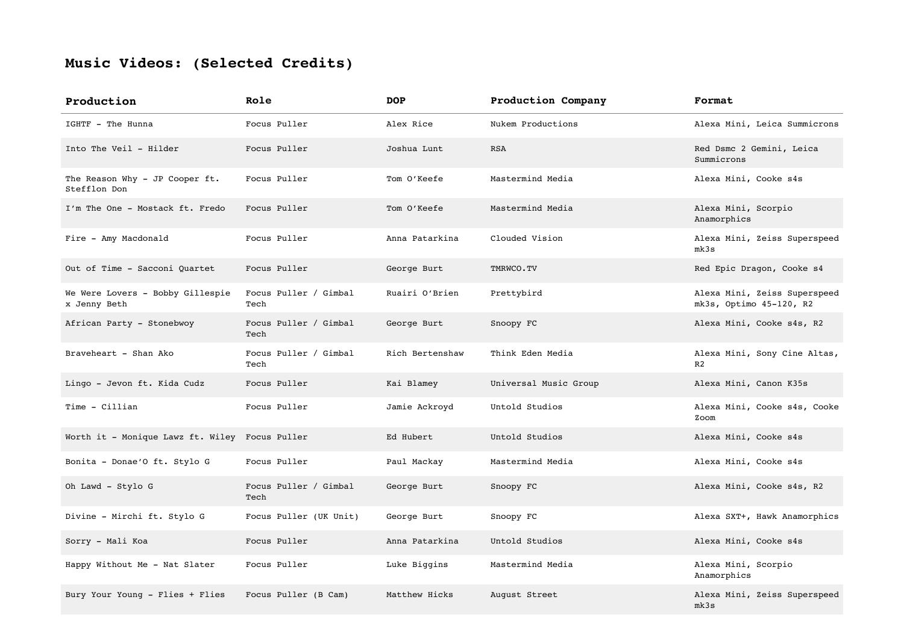## Music Videos: (Selected Credits)

| Production | Role | DOP | Production Company | Format |
|---|---|---|---|---|
| IGHTF - The Hunna | Focus Puller | Alex Rice | Nukem Productions | Alexa Mini, Leica Summicrons |
| Into The Veil - Hilder | Focus Puller | Joshua Lunt | RSA | Red Dsmc 2 Gemini, Leica Summicrons |
| The Reason Why - JP Cooper ft. Stefflon Don | Focus Puller | Tom O'Keefe | Mastermind Media | Alexa Mini, Cooke s4s |
| I'm The One - Mostack ft. Fredo | Focus Puller | Tom O'Keefe | Mastermind Media | Alexa Mini, Scorpio Anamorphics |
| Fire - Amy Macdonald | Focus Puller | Anna Patarkina | Clouded Vision | Alexa Mini, Zeiss Superspeed mk3s |
| Out of Time - Sacconi Quartet | Focus Puller | George Burt | TMRWCO.TV | Red Epic Dragon, Cooke s4 |
| We Were Lovers - Bobby Gillespie x Jenny Beth | Focus Puller / Gimbal Tech | Ruairi O'Brien | Prettybird | Alexa Mini, Zeiss Superspeed mk3s, Optimo 45-120, R2 |
| African Party - Stonebwoy | Focus Puller / Gimbal Tech | George Burt | Snoopy FC | Alexa Mini, Cooke s4s, R2 |
| Braveheart - Shan Ako | Focus Puller / Gimbal Tech | Rich Bertenshaw | Think Eden Media | Alexa Mini, Sony Cine Altas, R2 |
| Lingo - Jevon ft. Kida Cudz | Focus Puller | Kai Blamey | Universal Music Group | Alexa Mini, Canon K35s |
| Time - Cillian | Focus Puller | Jamie Ackroyd | Untold Studios | Alexa Mini, Cooke s4s, Cooke Zoom |
| Worth it - Monique Lawz ft. Wiley | Focus Puller | Ed Hubert | Untold Studios | Alexa Mini, Cooke s4s |
| Bonita - Donae'O ft. Stylo G | Focus Puller | Paul Mackay | Mastermind Media | Alexa Mini, Cooke s4s |
| Oh Lawd - Stylo G | Focus Puller / Gimbal Tech | George Burt | Snoopy FC | Alexa Mini, Cooke s4s, R2 |
| Divine - Mirchi ft. Stylo G | Focus Puller (UK Unit) | George Burt | Snoopy FC | Alexa SXT+, Hawk Anamorphics |
| Sorry - Mali Koa | Focus Puller | Anna Patarkina | Untold Studios | Alexa Mini, Cooke s4s |
| Happy Without Me - Nat Slater | Focus Puller | Luke Biggins | Mastermind Media | Alexa Mini, Scorpio Anamorphics |
| Bury Your Young - Flies + Flies | Focus Puller (B Cam) | Matthew Hicks | August Street | Alexa Mini, Zeiss Superspeed mk3s |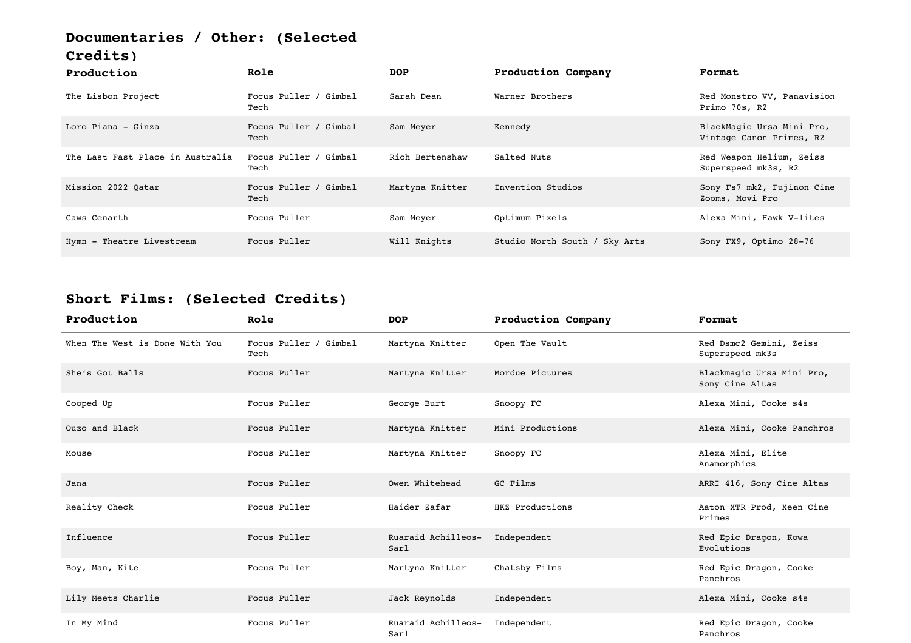## Documentaries / Other: (Selected Credits)

| Production | Role | DOP | Production Company | Format |
|---|---|---|---|---|
| The Lisbon Project | Focus Puller / Gimbal Tech | Sarah Dean | Warner Brothers | Red Monstro VV, Panavision Primo 70s, R2 |
| Loro Piana - Ginza | Focus Puller / Gimbal Tech | Sam Meyer | Kennedy | BlackMagic Ursa Mini Pro, Vintage Canon Primes, R2 |
| The Last Fast Place in Australia | Focus Puller / Gimbal Tech | Rich Bertenshaw | Salted Nuts | Red Weapon Helium, Zeiss Superspeed mk3s, R2 |
| Mission 2022 Qatar | Focus Puller / Gimbal Tech | Martyna Knitter | Invention Studios | Sony Fs7 mk2, Fujinon Cine Zooms, Movi Pro |
| Caws Cenarth | Focus Puller | Sam Meyer | Optimum Pixels | Alexa Mini, Hawk V-lites |
| Hymn - Theatre Livestream | Focus Puller | Will Knights | Studio North South / Sky Arts | Sony FX9, Optimo 28-76 |

## Short Films: (Selected Credits)

| Production | Role | DOP | Production Company | Format |
|---|---|---|---|---|
| When The West is Done With You | Focus Puller / Gimbal Tech | Martyna Knitter | Open The Vault | Red Dsmc2 Gemini, Zeiss Superspeed mk3s |
| She’s Got Balls | Focus Puller | Martyna Knitter | Mordue Pictures | Blackmagic Ursa Mini Pro, Sony Cine Altas |
| Cooped Up | Focus Puller | George Burt | Snoopy FC | Alexa Mini, Cooke s4s |
| Ouzo and Black | Focus Puller | Martyna Knitter | Mini Productions | Alexa Mini, Cooke Panchros |
| Mouse | Focus Puller | Martyna Knitter | Snoopy FC | Alexa Mini, Elite Anamorphics |
| Jana | Focus Puller | Owen Whitehead | GC Films | ARRI 416, Sony Cine Altas |
| Reality Check | Focus Puller | Haider Zafar | HKZ Productions | Aaton XTR Prod, Xeen Cine Primes |
| Influence | Focus Puller | Ruaraid Achilleos-Sarl | Independent | Red Epic Dragon, Kowa Evolutions |
| Boy, Man, Kite | Focus Puller | Martyna Knitter | Chatsby Films | Red Epic Dragon, Cooke Panchros |
| Lily Meets Charlie | Focus Puller | Jack Reynolds | Independent | Alexa Mini, Cooke s4s |
| In My Mind | Focus Puller | Ruaraid Achilleos-Sarl | Independent | Red Epic Dragon, Cooke Panchros |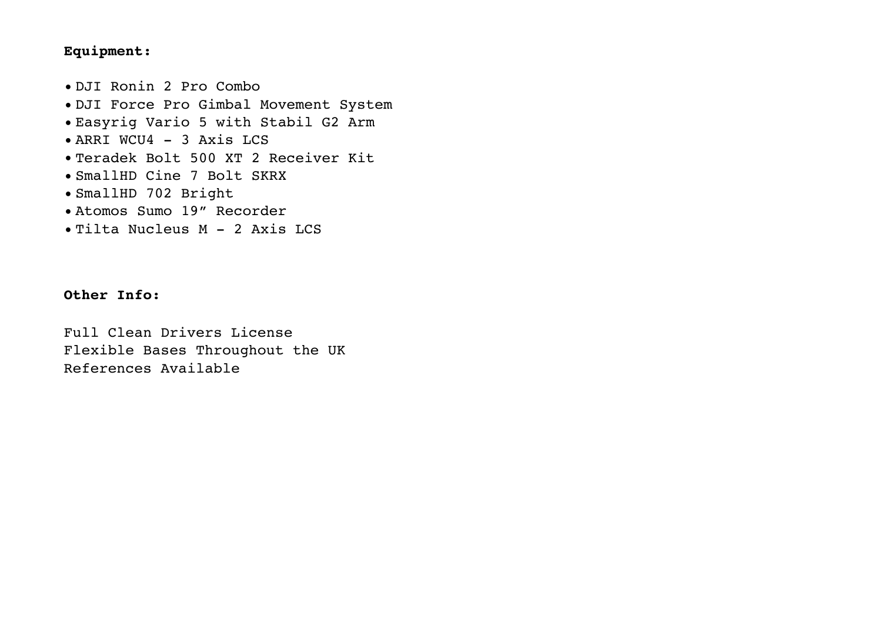**Equipment:**

- DJI Ronin 2 Pro Combo
- DJI Force Pro Gimbal Movement System
- Easyrig Vario 5 with Stabil G2 Arm
- ARRI WCU4 - 3 Axis LCS
- Teradek Bolt 500 XT 2 Receiver Kit
- SmallHD Cine 7 Bolt SKRX
- SmallHD 702 Bright
- Atomos Sumo 19″ Recorder
- Tilta Nucleus M - 2 Axis LCS

**Other Info:**

Full Clean Drivers License
Flexible Bases Throughout the UK
References Available